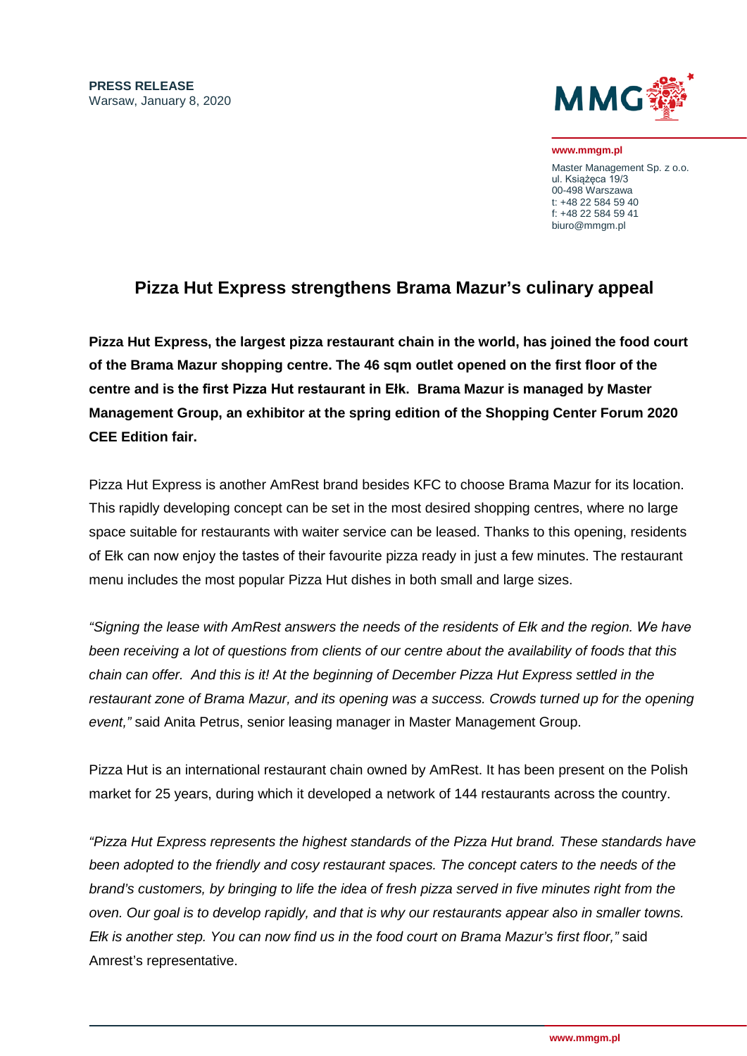**PRESS RELEASE**
Warsaw, January 8, 2020

**www.mmgm.pl**

Master Management Sp. z o.o.
ul. Książęca 19/3
00-498 Warszawa
t: +48 22 584 59 40
f: +48 22 584 59 41
biuro@mmgm.pl

# Pizza Hut Express strengthens Brama Mazur's culinary appeal

**Pizza Hut Express, the largest pizza restaurant chain in the world, has joined the food court of the Brama Mazur shopping centre. The 46 sqm outlet opened on the first floor of the centre and is the first Pizza Hut restaurant in Ełk. Brama Mazur is managed by Master Management Group, an exhibitor at the spring edition of the Shopping Center Forum 2020 CEE Edition fair.**

Pizza Hut Express is another AmRest brand besides KFC to choose Brama Mazur for its location. This rapidly developing concept can be set in the most desired shopping centres, where no large space suitable for restaurants with waiter service can be leased. Thanks to this opening, residents of Ełk can now enjoy the tastes of their favourite pizza ready in just a few minutes. The restaurant menu includes the most popular Pizza Hut dishes in both small and large sizes.

*"Signing the lease with AmRest answers the needs of the residents of Ełk and the region. We have been receiving a lot of questions from clients of our centre about the availability of foods that this chain can offer. And this is it! At the beginning of December Pizza Hut Express settled in the restaurant zone of Brama Mazur, and its opening was a success. Crowds turned up for the opening event,"* said Anita Petrus, senior leasing manager in Master Management Group.

Pizza Hut is an international restaurant chain owned by AmRest. It has been present on the Polish market for 25 years, during which it developed a network of 144 restaurants across the country.

*"Pizza Hut Express represents the highest standards of the Pizza Hut brand. These standards have been adopted to the friendly and cosy restaurant spaces. The concept caters to the needs of the brand's customers, by bringing to life the idea of fresh pizza served in five minutes right from the oven. Our goal is to develop rapidly, and that is why our restaurants appear also in smaller towns. Ełk is another step. You can now find us in the food court on Brama Mazur's first floor,"* said Amrest's representative.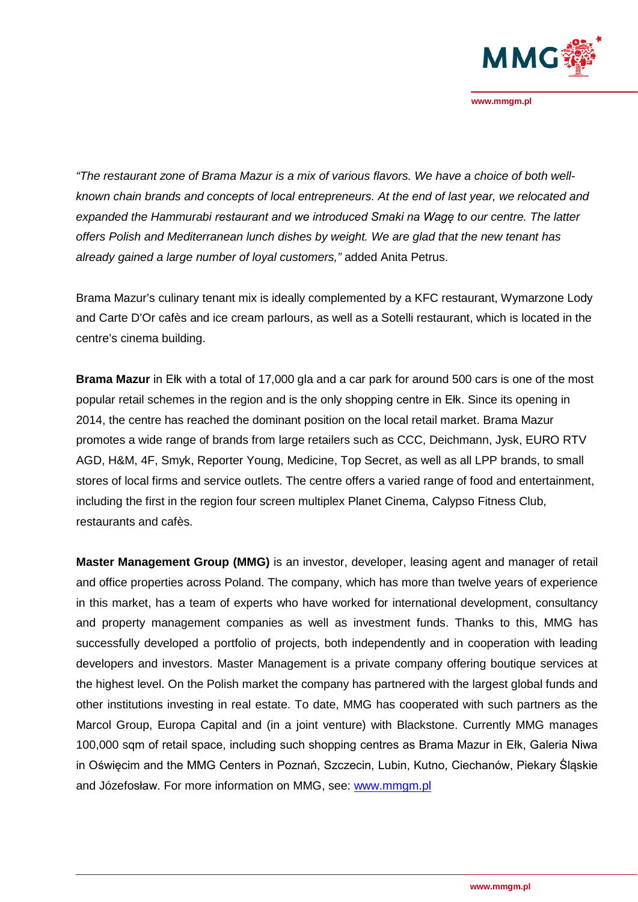*"The restaurant zone of Brama Mazur is a mix of various flavors. We have a choice of both well-known chain brands and concepts of local entrepreneurs. At the end of last year, we relocated and expanded the Hammurabi restaurant and we introduced Smaki na Wagę to our centre. The latter offers Polish and Mediterranean lunch dishes by weight. We are glad that the new tenant has already gained a large number of loyal customers,"* added Anita Petrus.

Brama Mazur's culinary tenant mix is ideally complemented by a KFC restaurant, Wymarzone Lody and Carte D'Or cafès and ice cream parlours, as well as a Sotelli restaurant, which is located in the centre's cinema building.

**Brama Mazur** in Ełk with a total of 17,000 gla and a car park for around 500 cars is one of the most popular retail schemes in the region and is the only shopping centre in Ełk. Since its opening in 2014, the centre has reached the dominant position on the local retail market. Brama Mazur promotes a wide range of brands from large retailers such as CCC, Deichmann, Jysk, EURO RTV AGD, H&M, 4F, Smyk, Reporter Young, Medicine, Top Secret, as well as all LPP brands, to small stores of local firms and service outlets. The centre offers a varied range of food and entertainment, including the first in the region four screen multiplex Planet Cinema, Calypso Fitness Club, restaurants and cafès.

**Master Management Group (MMG)** is an investor, developer, leasing agent and manager of retail and office properties across Poland. The company, which has more than twelve years of experience in this market, has a team of experts who have worked for international development, consultancy and property management companies as well as investment funds. Thanks to this, MMG has successfully developed a portfolio of projects, both independently and in cooperation with leading developers and investors. Master Management is a private company offering boutique services at the highest level. On the Polish market the company has partnered with the largest global funds and other institutions investing in real estate. To date, MMG has cooperated with such partners as the Marcol Group, Europa Capital and (in a joint venture) with Blackstone. Currently MMG manages 100,000 sqm of retail space, including such shopping centres as Brama Mazur in Ełk, Galeria Niwa in Oświęcim and the MMG Centers in Poznań, Szczecin, Lubin, Kutno, Ciechanów, Piekary Śląskie and Józefosław. For more information on MMG, see: www.mmgm.pl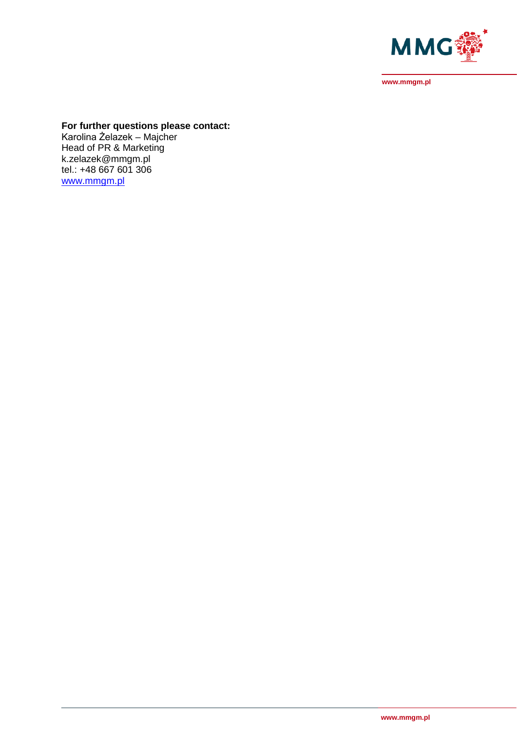**For further questions please contact:**
Karolina Żelazek – Majcher
Head of PR & Marketing
k.zelazek@mmgm.pl
tel.: +48 667 601 306
www.mmgm.pl